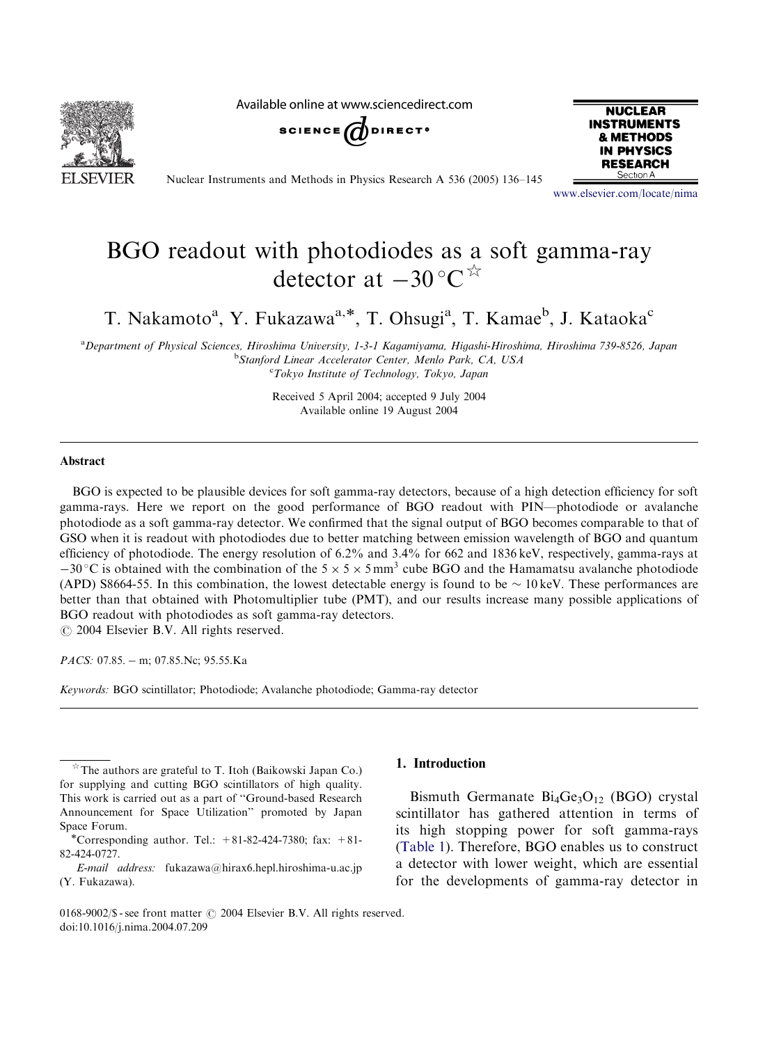# BGO readout with photodiodes as a soft gamma-ray detector at −30 °C[☆]

T. Nakamoto[a], Y. Fukazawa[a,*], T. Ohsugi[a], T. Kamae[b], J. Kataoka[c]

[a]*Department of Physical Sciences, Hiroshima University, 1-3-1 Kagamiyama, Higashi-Hiroshima, Hiroshima 739-8526, Japan*
[b]*Stanford Linear Accelerator Center, Menlo Park, CA, USA*
[c]*Tokyo Institute of Technology, Tokyo, Japan*

Received 5 April 2004; accepted 9 July 2004
Available online 19 August 2004

## Abstract

BGO is expected to be plausible devices for soft gamma-ray detectors, because of a high detection efficiency for soft gamma-rays. Here we report on the good performance of BGO readout with PIN—photodiode or avalanche photodiode as a soft gamma-ray detector. We confirmed that the signal output of BGO becomes comparable to that of GSO when it is readout with photodiodes due to better matching between emission wavelength of BGO and quantum efficiency of photodiode. The energy resolution of 6.2% and 3.4% for 662 and 1836 keV, respectively, gamma-rays at −30 °C is obtained with the combination of the $5 \times 5 \times 5\,\mathrm{mm}^3$ cube BGO and the Hamamatsu avalanche photodiode (APD) S8664-55. In this combination, the lowest detectable energy is found to be ~ 10 keV. These performances are better than that obtained with Photomultiplier tube (PMT), and our results increase many possible applications of BGO readout with photodiodes as soft gamma-ray detectors.
© 2004 Elsevier B.V. All rights reserved.

*PACS:* 07.85. − m; 07.85.Nc; 95.55.Ka

*Keywords:* BGO scintillator; Photodiode; Avalanche photodiode; Gamma-ray detector

## 1. Introduction

Bismuth Germanate $Bi_4Ge_3O_{12}$ (BGO) crystal scintillator has gathered attention in terms of its high stopping power for soft gamma-rays (Table 1). Therefore, BGO enables us to construct a detector with lower weight, which are essential for the developments of gamma-ray detector in

---

☆The authors are grateful to T. Itoh (Baikowski Japan Co.) for supplying and cutting BGO scintillators of high quality. This work is carried out as a part of "Ground-based Research Announcement for Space Utilization" promoted by Japan Space Forum.

*Corresponding author. Tel.: +81-82-424-7380; fax: +81-82-424-0727.

*E-mail address:* fukazawa@hirax6.hepl.hiroshima-u.ac.jp (Y. Fukazawa).

0168-9002/$ - see front matter © 2004 Elsevier B.V. All rights reserved.
doi:10.1016/j.nima.2004.07.209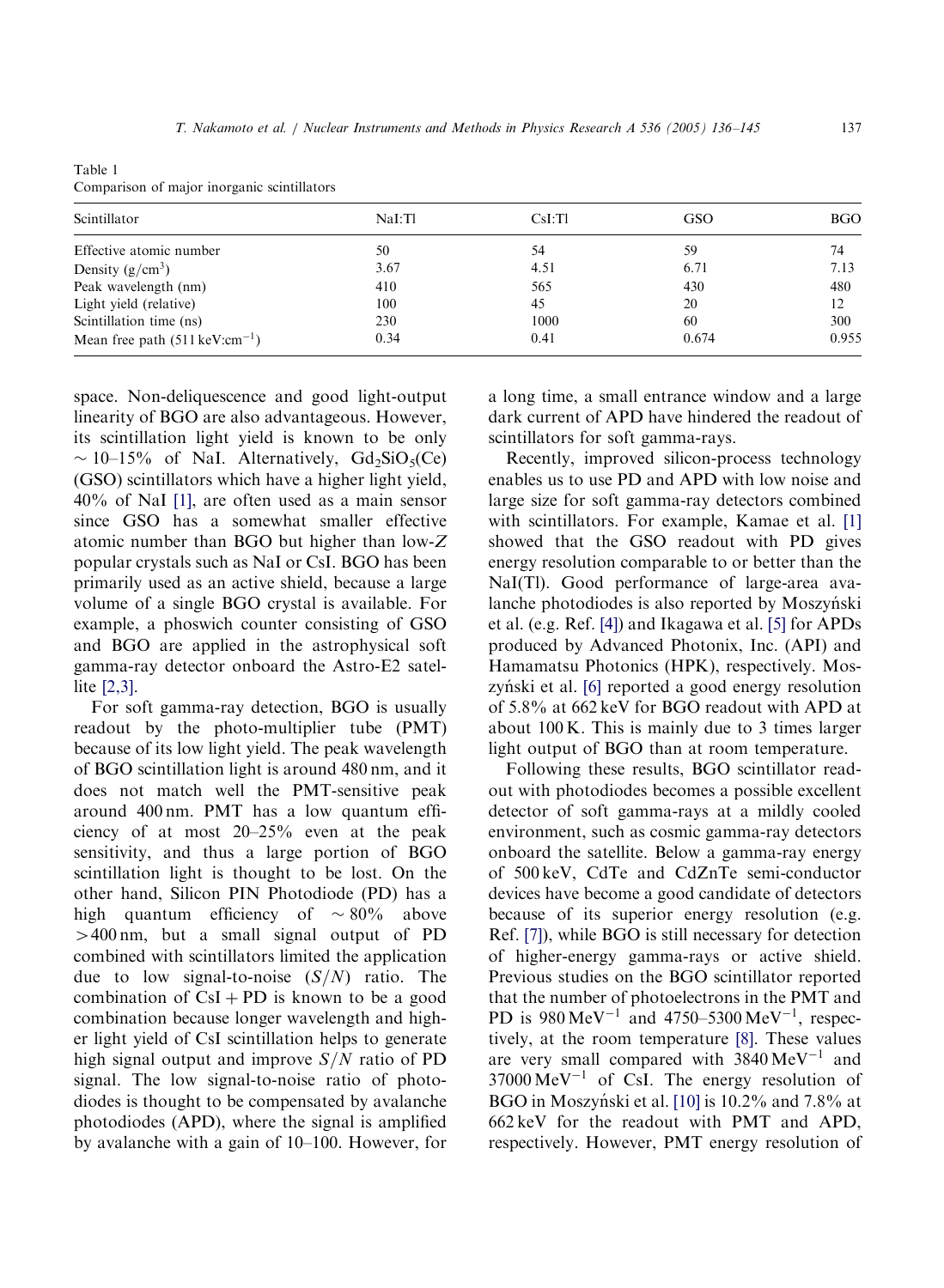Table 1
Comparison of major inorganic scintillators

| Scintillator | NaI:Tl | CsI:Tl | GSO | BGO |
|---|---|---|---|---|
| Effective atomic number | 50 | 54 | 59 | 74 |
| Density ($g/cm^3$) | 3.67 | 4.51 | 6.71 | 7.13 |
| Peak wavelength (nm) | 410 | 565 | 430 | 480 |
| Light yield (relative) | 100 | 45 | 20 | 12 |
| Scintillation time (ns) | 230 | 1000 | 60 | 300 |
| Mean free path (511 keV:$cm^{-1}$) | 0.34 | 0.41 | 0.674 | 0.955 |

space. Non-deliquescence and good light-output linearity of BGO are also advantageous. However, its scintillation light yield is known to be only ~ 10–15% of NaI. Alternatively, $Gd_2SiO_5(Ce)$ (GSO) scintillators which have a higher light yield, 40% of NaI [1], are often used as a main sensor since GSO has a somewhat smaller effective atomic number than BGO but higher than low-$Z$ popular crystals such as NaI or CsI. BGO has been primarily used as an active shield, because a large volume of a single BGO crystal is available. For example, a phoswich counter consisting of GSO and BGO are applied in the astrophysical soft gamma-ray detector onboard the Astro-E2 satellite [2,3].

For soft gamma-ray detection, BGO is usually readout by the photo-multiplier tube (PMT) because of its low light yield. The peak wavelength of BGO scintillation light is around 480 nm, and it does not match well the PMT-sensitive peak around 400 nm. PMT has a low quantum efficiency of at most 20–25% even at the peak sensitivity, and thus a large portion of BGO scintillation light is thought to be lost. On the other hand, Silicon PIN Photodiode (PD) has a high quantum efficiency of ~ 80% above >400 nm, but a small signal output of PD combined with scintillators limited the application due to low signal-to-noise ($S/N$) ratio. The combination of CsI + PD is known to be a good combination because longer wavelength and higher light yield of CsI scintillation helps to generate high signal output and improve $S/N$ ratio of PD signal. The low signal-to-noise ratio of photodiodes is thought to be compensated by avalanche photodiodes (APD), where the signal is amplified by avalanche with a gain of 10–100. However, for a long time, a small entrance window and a large dark current of APD have hindered the readout of scintillators for soft gamma-rays.

Recently, improved silicon-process technology enables us to use PD and APD with low noise and large size for soft gamma-ray detectors combined with scintillators. For example, Kamae et al. [1] showed that the GSO readout with PD gives energy resolution comparable to or better than the NaI(Tl). Good performance of large-area avalanche photodiodes is also reported by Moszyński et al. (e.g. Ref. [4]) and Ikagawa et al. [5] for APDs produced by Advanced Photonix, Inc. (API) and Hamamatsu Photonics (HPK), respectively. Moszyński et al. [6] reported a good energy resolution of 5.8% at 662 keV for BGO readout with APD at about 100 K. This is mainly due to 3 times larger light output of BGO than at room temperature.

Following these results, BGO scintillator readout with photodiodes becomes a possible excellent detector of soft gamma-rays at a mildly cooled environment, such as cosmic gamma-ray detectors onboard the satellite. Below a gamma-ray energy of 500 keV, CdTe and CdZnTe semi-conductor devices have become a good candidate of detectors because of its superior energy resolution (e.g. Ref. [7]), while BGO is still necessary for detection of higher-energy gamma-rays or active shield. Previous studies on the BGO scintillator reported that the number of photoelectrons in the PMT and PD is 980 $MeV^{-1}$ and 4750–5300 $MeV^{-1}$, respectively, at the room temperature [8]. These values are very small compared with 3840 $MeV^{-1}$ and 37000 $MeV^{-1}$ of CsI. The energy resolution of BGO in Moszyński et al. [10] is 10.2% and 7.8% at 662 keV for the readout with PMT and APD, respectively. However, PMT energy resolution of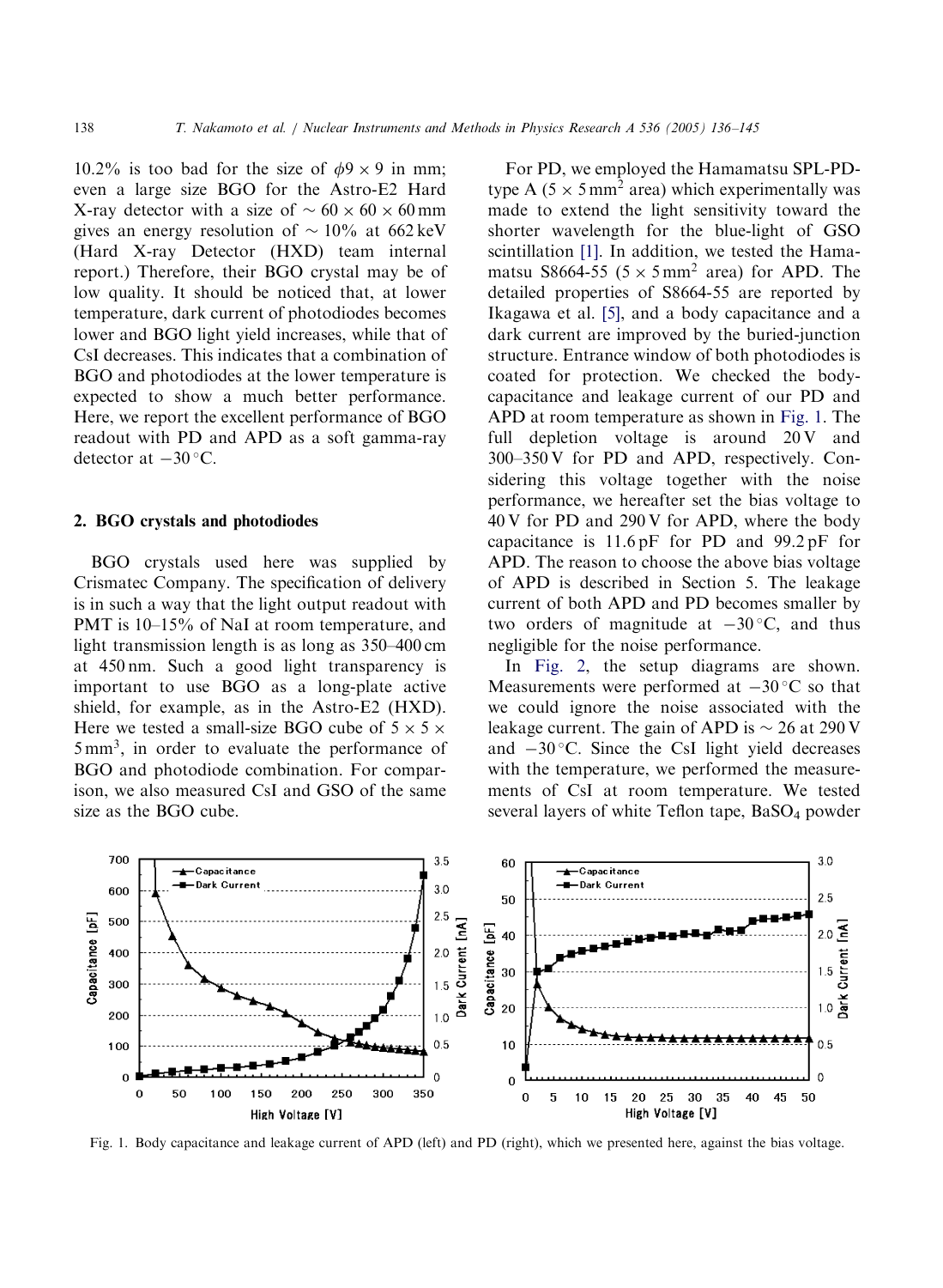10.2% is too bad for the size of $\phi 9 \times 9$ in mm; even a large size BGO for the Astro-E2 Hard X-ray detector with a size of $\sim 60 \times 60 \times 60$ mm gives an energy resolution of $\sim 10\%$ at 662 keV (Hard X-ray Detector (HXD) team internal report.) Therefore, their BGO crystal may be of low quality. It should be noticed that, at lower temperature, dark current of photodiodes becomes lower and BGO light yield increases, while that of CsI decreases. This indicates that a combination of BGO and photodiodes at the lower temperature is expected to show a much better performance. Here, we report the excellent performance of BGO readout with PD and APD as a soft gamma-ray detector at $-30\,^{\circ}$C.

## 2. BGO crystals and photodiodes

BGO crystals used here was supplied by Crismatec Company. The specification of delivery is in such a way that the light output readout with PMT is 10–15% of NaI at room temperature, and light transmission length is as long as 350–400 cm at 450 nm. Such a good light transparency is important to use BGO as a long-plate active shield, for example, as in the Astro-E2 (HXD). Here we tested a small-size BGO cube of $5 \times 5 \times 5\,\text{mm}^3$, in order to evaluate the performance of BGO and photodiode combination. For comparison, we also measured CsI and GSO of the same size as the BGO cube.

For PD, we employed the Hamamatsu SPL-PD-type A ($5 \times 5\,\text{mm}^2$ area) which experimentally was made to extend the light sensitivity toward the shorter wavelength for the blue-light of GSO scintillation [1]. In addition, we tested the Hamamatsu S8664-55 ($5 \times 5\,\text{mm}^2$ area) for APD. The detailed properties of S8664-55 are reported by Ikagawa et al. [5], and a body capacitance and a dark current are improved by the buried-junction structure. Entrance window of both photodiodes is coated for protection. We checked the body-capacitance and leakage current of our PD and APD at room temperature as shown in Fig. 1. The full depletion voltage is around 20 V and 300–350 V for PD and APD, respectively. Considering this voltage together with the noise performance, we hereafter set the bias voltage to 40 V for PD and 290 V for APD, where the body capacitance is 11.6 pF for PD and 99.2 pF for APD. The reason to choose the above bias voltage of APD is described in Section 5. The leakage current of both APD and PD becomes smaller by two orders of magnitude at $-30\,^{\circ}$C, and thus negligible for the noise performance.

In Fig. 2, the setup diagrams are shown. Measurements were performed at $-30\,^{\circ}$C so that we could ignore the noise associated with the leakage current. The gain of APD is $\sim 26$ at 290 V and $-30\,^{\circ}$C. Since the CsI light yield decreases with the temperature, we performed the measurements of CsI at room temperature. We tested several layers of white Teflon tape, $BaSO_4$ powder

Fig. 1. Body capacitance and leakage current of APD (left) and PD (right), which we presented here, against the bias voltage.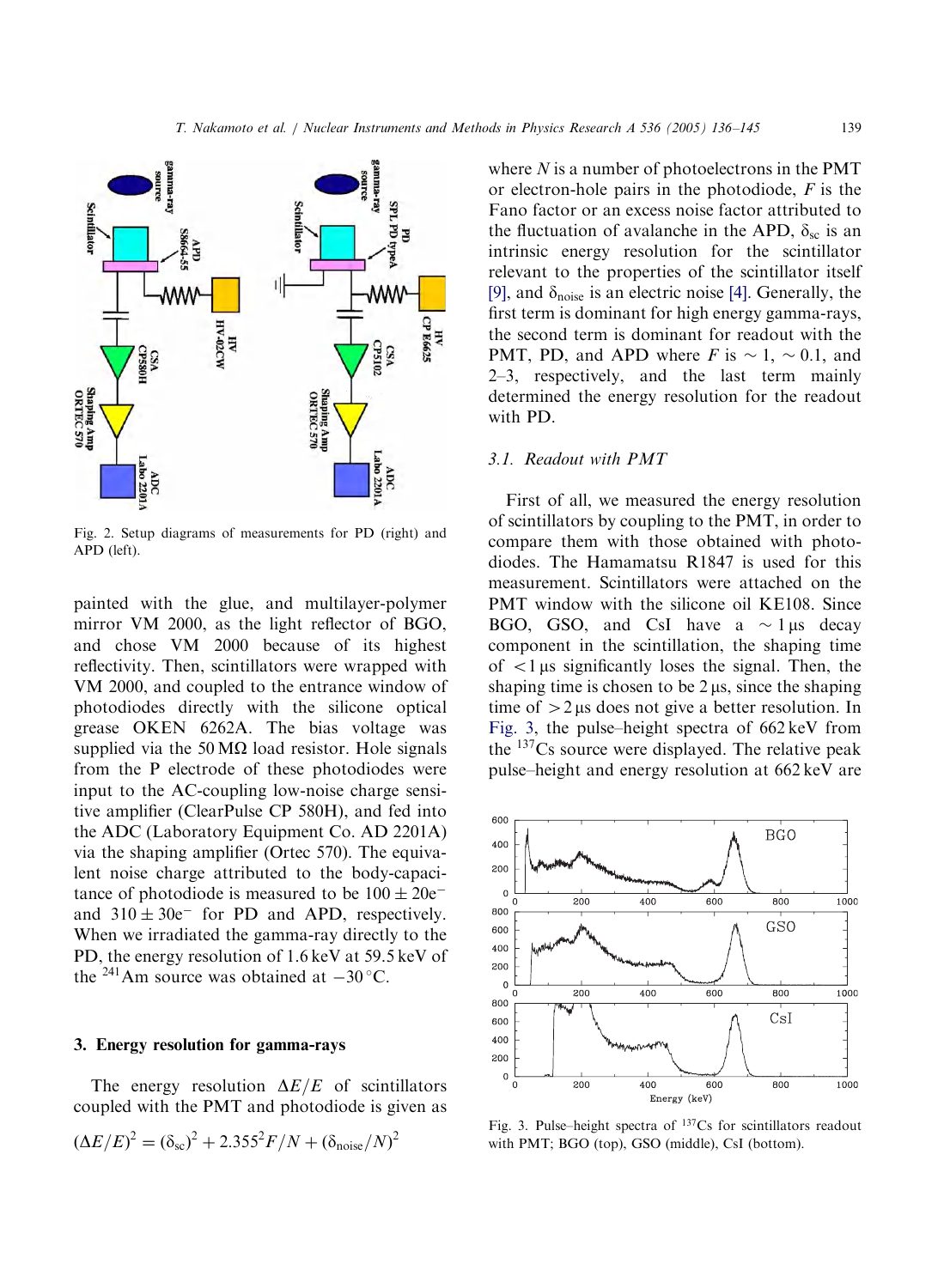Fig. 2. Setup diagrams of measurements for PD (right) and APD (left).

painted with the glue, and multilayer-polymer mirror VM 2000, as the light reflector of BGO, and chose VM 2000 because of its highest reflectivity. Then, scintillators were wrapped with VM 2000, and coupled to the entrance window of photodiodes directly with the silicone optical grease OKEN 6262A. The bias voltage was supplied via the 50 MΩ load resistor. Hole signals from the P electrode of these photodiodes were input to the AC-coupling low-noise charge sensitive amplifier (ClearPulse CP 580H), and fed into the ADC (Laboratory Equipment Co. AD 2201A) via the shaping amplifier (Ortec 570). The equivalent noise charge attributed to the body-capacitance of photodiode is measured to be $100 \pm 20e^-$ and $310 \pm 30e^-$ for PD and APD, respectively. When we irradiated the gamma-ray directly to the PD, the energy resolution of 1.6 keV at 59.5 keV of the $^{241}$Am source was obtained at $-30\,^{\circ}$C.

## 3. Energy resolution for gamma-rays

The energy resolution $\Delta E/E$ of scintillators coupled with the PMT and photodiode is given as

$$(\Delta E/E)^2 = (\delta_{sc})^2 + 2.355^2 F/N + (\delta_{noise}/N)^2$$

where $N$ is a number of photoelectrons in the PMT or electron-hole pairs in the photodiode, $F$ is the Fano factor or an excess noise factor attributed to the fluctuation of avalanche in the APD, $\delta_{sc}$ is an intrinsic energy resolution for the scintillator relevant to the properties of the scintillator itself [9], and $\delta_{noise}$ is an electric noise [4]. Generally, the first term is dominant for high energy gamma-rays, the second term is dominant for readout with the PMT, PD, and APD where $F$ is $\sim 1$, $\sim 0.1$, and 2–3, respectively, and the last term mainly determined the energy resolution for the readout with PD.

### 3.1. Readout with PMT

First of all, we measured the energy resolution of scintillators by coupling to the PMT, in order to compare them with those obtained with photodiodes. The Hamamatsu R1847 is used for this measurement. Scintillators were attached on the PMT window with the silicone oil KE108. Since BGO, GSO, and CsI have a $\sim 1\,\mu$s decay component in the scintillation, the shaping time of $< 1\,\mu$s significantly loses the signal. Then, the shaping time is chosen to be $2\,\mu$s, since the shaping time of $> 2\,\mu$s does not give a better resolution. In Fig. 3, the pulse–height spectra of 662 keV from the $^{137}$Cs source were displayed. The relative peak pulse–height and energy resolution at 662 keV are

Fig. 3. Pulse–height spectra of $^{137}$Cs for scintillators readout with PMT; BGO (top), GSO (middle), CsI (bottom).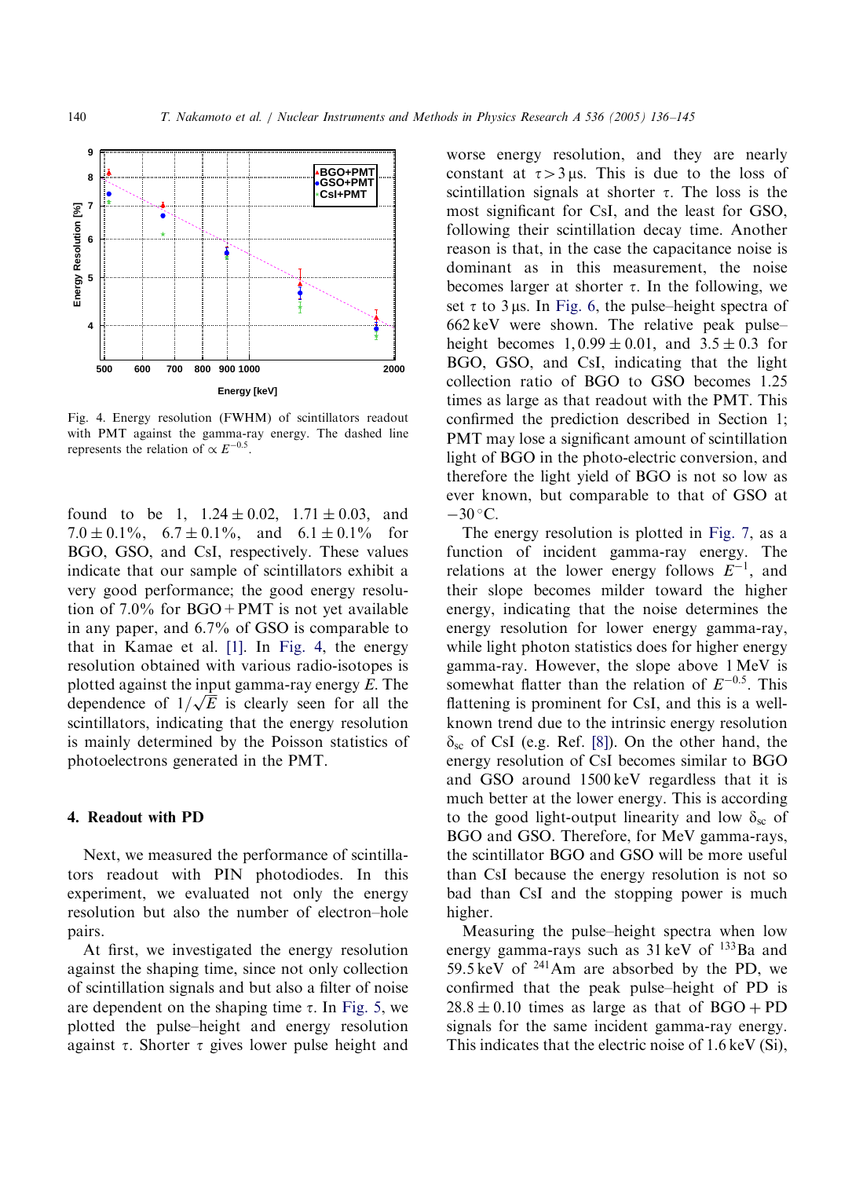Fig. 4. Energy resolution (FWHM) of scintillators readout with PMT against the gamma-ray energy. The dashed line represents the relation of $\propto E^{-0.5}$.

found to be 1, $1.24 \pm 0.02$, $1.71 \pm 0.03$, and $7.0 \pm 0.1\%$, $6.7 \pm 0.1\%$, and $6.1 \pm 0.1\%$ for BGO, GSO, and CsI, respectively. These values indicate that our sample of scintillators exhibit a very good performance; the good energy resolution of 7.0% for BGO + PMT is not yet available in any paper, and 6.7% of GSO is comparable to that in Kamae et al. [1]. In Fig. 4, the energy resolution obtained with various radio-isotopes is plotted against the input gamma-ray energy $E$. The dependence of $1/\sqrt{E}$ is clearly seen for all the scintillators, indicating that the energy resolution is mainly determined by the Poisson statistics of photoelectrons generated in the PMT.

## 4. Readout with PD

Next, we measured the performance of scintillators readout with PIN photodiodes. In this experiment, we evaluated not only the energy resolution but also the number of electron–hole pairs.

At first, we investigated the energy resolution against the shaping time, since not only collection of scintillation signals and but also a filter of noise are dependent on the shaping time $\tau$. In Fig. 5, we plotted the pulse–height and energy resolution against $\tau$. Shorter $\tau$ gives lower pulse height and worse energy resolution, and they are nearly constant at $\tau > 3\,\mu$s. This is due to the loss of scintillation signals at shorter $\tau$. The loss is the most significant for CsI, and the least for GSO, following their scintillation decay time. Another reason is that, in the case the capacitance noise is dominant as in this measurement, the noise becomes larger at shorter $\tau$. In the following, we set $\tau$ to $3\,\mu$s. In Fig. 6, the pulse–height spectra of 662 keV were shown. The relative peak pulse–height becomes $1, 0.99 \pm 0.01$, and $3.5 \pm 0.3$ for BGO, GSO, and CsI, indicating that the light collection ratio of BGO to GSO becomes 1.25 times as large as that readout with the PMT. This confirmed the prediction described in Section 1; PMT may lose a significant amount of scintillation light of BGO in the photo-electric conversion, and therefore the light yield of BGO is not so low as ever known, but comparable to that of GSO at $-30\,^{\circ}$C.

The energy resolution is plotted in Fig. 7, as a function of incident gamma-ray energy. The relations at the lower energy follows $E^{-1}$, and their slope becomes milder toward the higher energy, indicating that the noise determines the energy resolution for lower energy gamma-ray, while light photon statistics does for higher energy gamma-ray. However, the slope above 1 MeV is somewhat flatter than the relation of $E^{-0.5}$. This flattening is prominent for CsI, and this is a well-known trend due to the intrinsic energy resolution $\delta_{sc}$ of CsI (e.g. Ref. [8]). On the other hand, the energy resolution of CsI becomes similar to BGO and GSO around 1500 keV regardless that it is much better at the lower energy. This is according to the good light-output linearity and low $\delta_{sc}$ of BGO and GSO. Therefore, for MeV gamma-rays, the scintillator BGO and GSO will be more useful than CsI because the energy resolution is not so bad than CsI and the stopping power is much higher.

Measuring the pulse–height spectra when low energy gamma-rays such as 31 keV of $^{133}$Ba and 59.5 keV of $^{241}$Am are absorbed by the PD, we confirmed that the peak pulse–height of PD is $28.8 \pm 0.10$ times as large as that of BGO + PD signals for the same incident gamma-ray energy. This indicates that the electric noise of 1.6 keV (Si),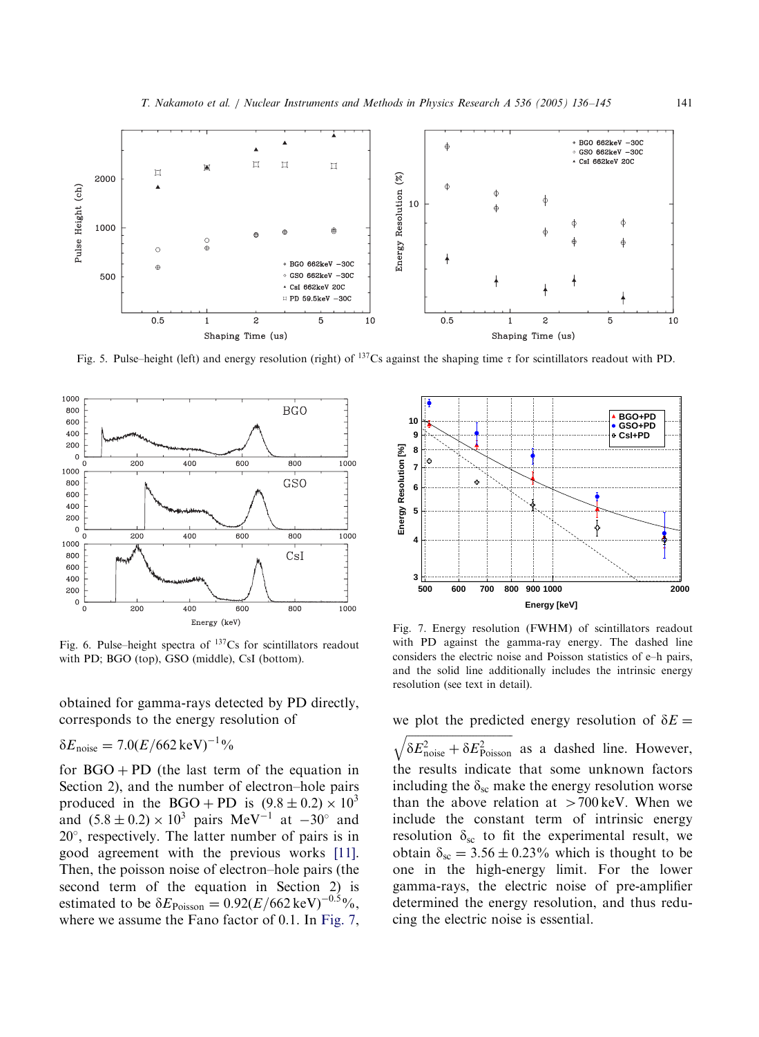Fig. 5. Pulse–height (left) and energy resolution (right) of $^{137}$Cs against the shaping time $\tau$ for scintillators readout with PD.

Fig. 6. Pulse–height spectra of $^{137}$Cs for scintillators readout with PD; BGO (top), GSO (middle), CsI (bottom).

Fig. 7. Energy resolution (FWHM) of scintillators readout with PD against the gamma-ray energy. The dashed line considers the electric noise and Poisson statistics of e–h pairs, and the solid line additionally includes the intrinsic energy resolution (see text in detail).

obtained for gamma-rays detected by PD directly, corresponds to the energy resolution of

$$\delta E_{\rm noise} = 7.0(E/662\,{\rm keV})^{-1}\%$$

for BGO + PD (the last term of the equation in Section 2), and the number of electron–hole pairs produced in the BGO + PD is $(9.8 \pm 0.2) \times 10^3$ and $(5.8 \pm 0.2) \times 10^3$ pairs MeV$^{-1}$ at $-30^\circ$ and $20^\circ$, respectively. The latter number of pairs is in good agreement with the previous works [11]. Then, the poisson noise of electron–hole pairs (the second term of the equation in Section 2) is estimated to be $\delta E_{\rm Poisson} = 0.92(E/662\,{\rm keV})^{-0.5}\%$, where we assume the Fano factor of 0.1. In Fig. 7, we plot the predicted energy resolution of $\delta E = \sqrt{\delta E_{\rm noise}^2 + \delta E_{\rm Poisson}^2}$ as a dashed line. However, the results indicate that some unknown factors including the $\delta_{\rm sc}$ make the energy resolution worse than the above relation at $>700$ keV. When we include the constant term of intrinsic energy resolution $\delta_{\rm sc}$ to fit the experimental result, we obtain $\delta_{\rm sc} = 3.56 \pm 0.23\%$ which is thought to be one in the high-energy limit. For the lower gamma-rays, the electric noise of pre-amplifier determined the energy resolution, and thus reducing the electric noise is essential.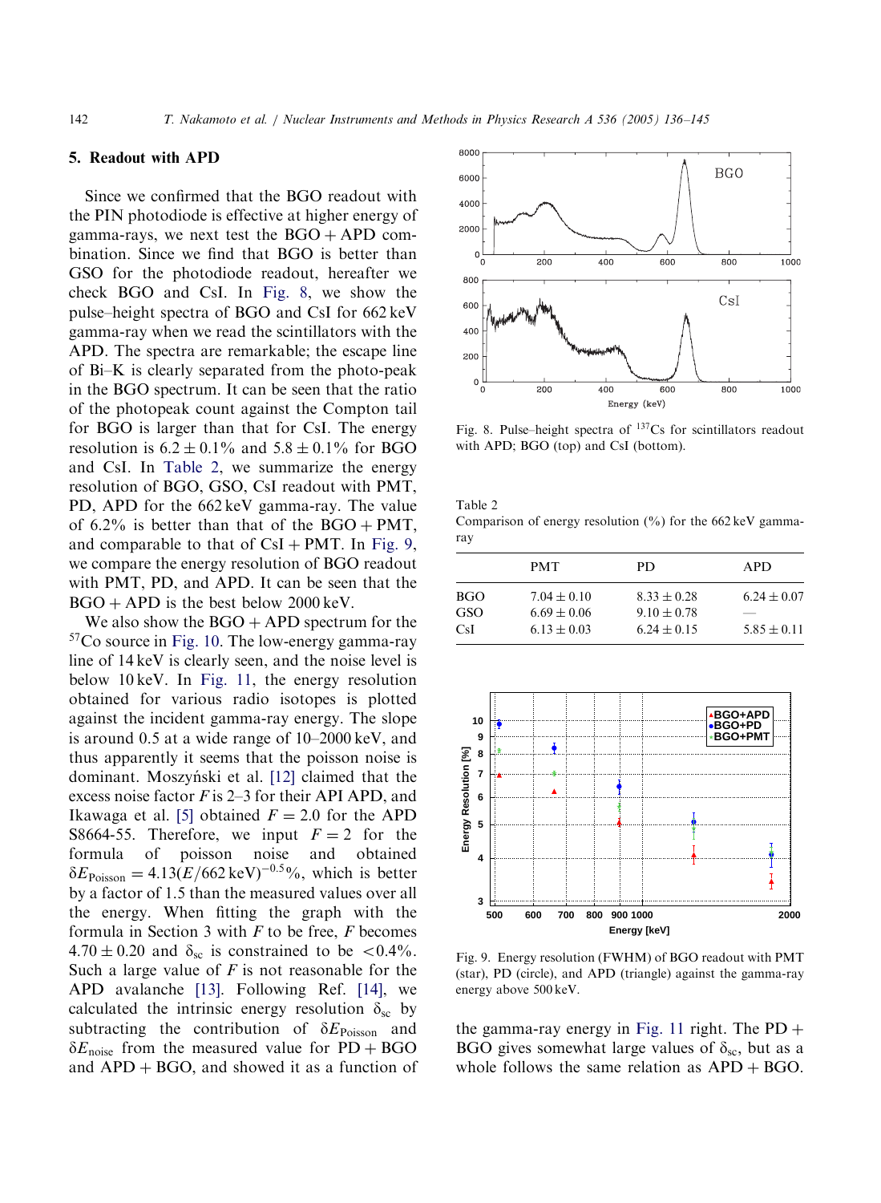## 5. Readout with APD

Since we confirmed that the BGO readout with the PIN photodiode is effective at higher energy of gamma-rays, we next test the BGO + APD combination. Since we find that BGO is better than GSO for the photodiode readout, hereafter we check BGO and CsI. In Fig. 8, we show the pulse–height spectra of BGO and CsI for 662 keV gamma-ray when we read the scintillators with the APD. The spectra are remarkable; the escape line of Bi–K is clearly separated from the photo-peak in the BGO spectrum. It can be seen that the ratio of the photopeak count against the Compton tail for BGO is larger than that for CsI. The energy resolution is $6.2 \pm 0.1\%$ and $5.8 \pm 0.1\%$ for BGO and CsI. In Table 2, we summarize the energy resolution of BGO, GSO, CsI readout with PMT, PD, APD for the 662 keV gamma-ray. The value of 6.2% is better than that of the BGO + PMT, and comparable to that of CsI + PMT. In Fig. 9, we compare the energy resolution of BGO readout with PMT, PD, and APD. It can be seen that the BGO + APD is the best below 2000 keV.

We also show the BGO + APD spectrum for the $^{57}$Co source in Fig. 10. The low-energy gamma-ray line of 14 keV is clearly seen, and the noise level is below 10 keV. In Fig. 11, the energy resolution obtained for various radio isotopes is plotted against the incident gamma-ray energy. The slope is around 0.5 at a wide range of 10–2000 keV, and thus apparently it seems that the poisson noise is dominant. Moszyński et al. [12] claimed that the excess noise factor $F$ is 2–3 for their API APD, and Ikawaga et al. [5] obtained $F = 2.0$ for the APD S8664-55. Therefore, we input $F = 2$ for the formula of poisson noise and obtained $\delta E_{\mathrm{Poisson}} = 4.13(E/662\,\mathrm{keV})^{-0.5}\%$, which is better by a factor of 1.5 than the measured values over all the energy. When fitting the graph with the formula in Section 3 with $F$ to be free, $F$ becomes $4.70 \pm 0.20$ and $\delta_{\mathrm{sc}}$ is constrained to be $<0.4\%$. Such a large value of $F$ is not reasonable for the APD avalanche [13]. Following Ref. [14], we calculated the intrinsic energy resolution $\delta_{\mathrm{sc}}$ by subtracting the contribution of $\delta E_{\mathrm{Poisson}}$ and $\delta E_{\mathrm{noise}}$ from the measured value for PD + BGO and APD + BGO, and showed it as a function of the gamma-ray energy in Fig. 11 right. The PD + BGO gives somewhat large values of $\delta_{\mathrm{sc}}$, but as a whole follows the same relation as APD + BGO.

Fig. 8. Pulse–height spectra of $^{137}$Cs for scintillators readout with APD; BGO (top) and CsI (bottom).

Table 2
Comparison of energy resolution (%) for the 662 keV gamma-ray

| | PMT | PD | APD |
|---|---|---|---|
| BGO | $7.04 \pm 0.10$ | $8.33 \pm 0.28$ | $6.24 \pm 0.07$ |
| GSO | $6.69 \pm 0.06$ | $9.10 \pm 0.78$ | — |
| CsI | $6.13 \pm 0.03$ | $6.24 \pm 0.15$ | $5.85 \pm 0.11$ |

Fig. 9. Energy resolution (FWHM) of BGO readout with PMT (star), PD (circle), and APD (triangle) against the gamma-ray energy above 500 keV.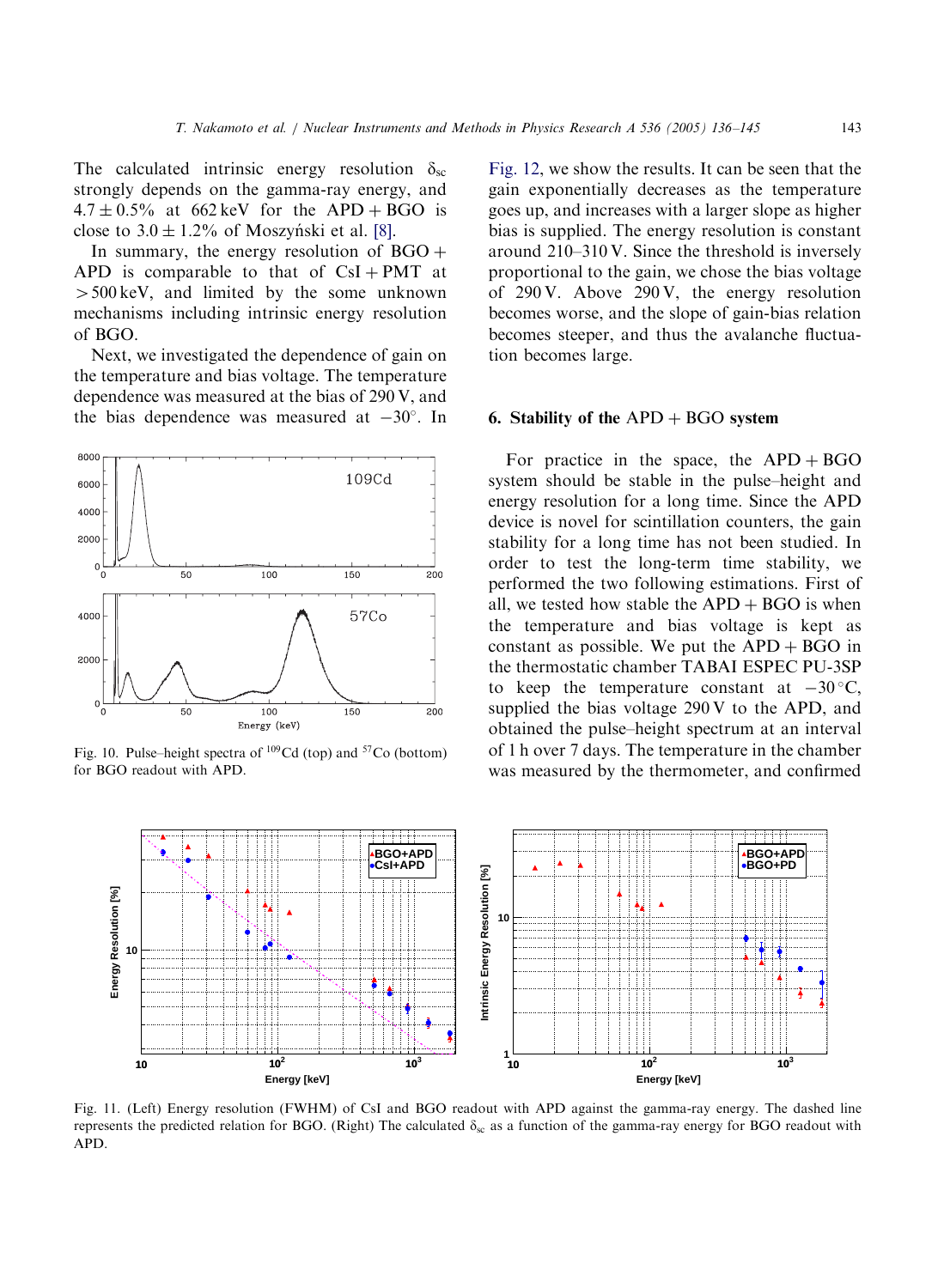The calculated intrinsic energy resolution $\delta_{sc}$ strongly depends on the gamma-ray energy, and $4.7 \pm 0.5\%$ at 662 keV for the APD + BGO is close to $3.0 \pm 1.2\%$ of Moszyński et al. [8].

In summary, the energy resolution of BGO + APD is comparable to that of CsI + PMT at >500 keV, and limited by the some unknown mechanisms including intrinsic energy resolution of BGO.

Next, we investigated the dependence of gain on the temperature and bias voltage. The temperature dependence was measured at the bias of 290 V, and the bias dependence was measured at $-30^{\circ}$. In Fig. 12, we show the results. It can be seen that the gain exponentially decreases as the temperature goes up, and increases with a larger slope as higher bias is supplied. The energy resolution is constant around 210–310 V. Since the threshold is inversely proportional to the gain, we chose the bias voltage of 290 V. Above 290 V, the energy resolution becomes worse, and the slope of gain-bias relation becomes steeper, and thus the avalanche fluctuation becomes large.

Fig. 10. Pulse–height spectra of $^{109}$Cd (top) and $^{57}$Co (bottom) for BGO readout with APD.

## 6. Stability of the APD + BGO system

For practice in the space, the APD + BGO system should be stable in the pulse–height and energy resolution for a long time. Since the APD device is novel for scintillation counters, the gain stability for a long time has not been studied. In order to test the long-term time stability, we performed the two following estimations. First of all, we tested how stable the APD + BGO is when the temperature and bias voltage is kept as constant as possible. We put the APD + BGO in the thermostatic chamber TABAI ESPEC PU-3SP to keep the temperature constant at $-30\,^{\circ}$C, supplied the bias voltage 290 V to the APD, and obtained the pulse–height spectrum at an interval of 1 h over 7 days. The temperature in the chamber was measured by the thermometer, and confirmed

Fig. 11. (Left) Energy resolution (FWHM) of CsI and BGO readout with APD against the gamma-ray energy. The dashed line represents the predicted relation for BGO. (Right) The calculated $\delta_{sc}$ as a function of the gamma-ray energy for BGO readout with APD.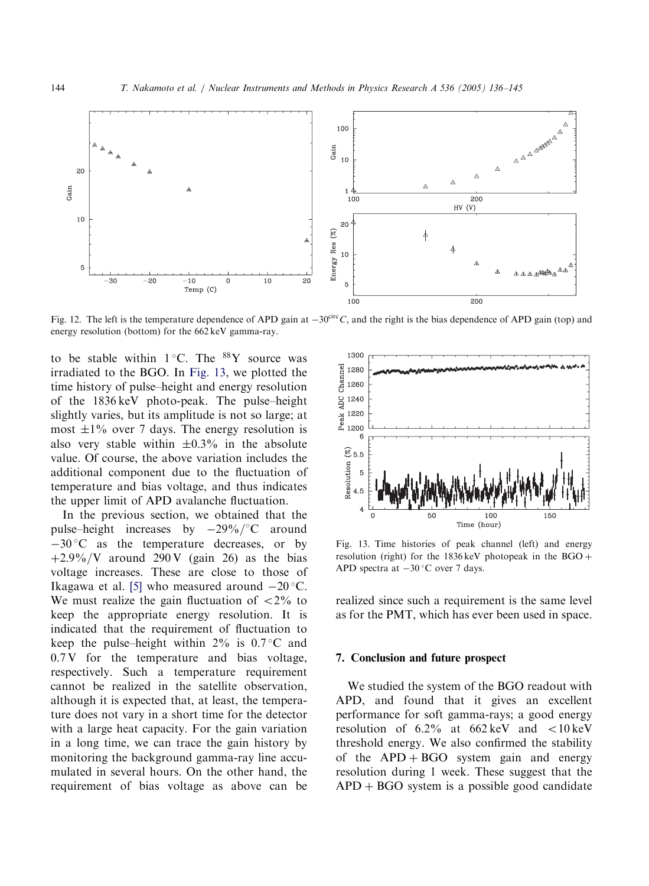Fig. 12. The left is the temperature dependence of APD gain at $-30^{circ}C$, and the right is the bias dependence of APD gain (top) and energy resolution (bottom) for the 662 keV gamma-ray.

to be stable within 1 °C. The $^{88}$Y source was irradiated to the BGO. In Fig. 13, we plotted the time history of pulse–height and energy resolution of the 1836 keV photo-peak. The pulse–height slightly varies, but its amplitude is not so large; at most ±1% over 7 days. The energy resolution is also very stable within ±0.3% in the absolute value. Of course, the above variation includes the additional component due to the fluctuation of temperature and bias voltage, and thus indicates the upper limit of APD avalanche fluctuation.

In the previous section, we obtained that the pulse–height increases by −29%/°C around −30 °C as the temperature decreases, or by +2.9%/V around 290 V (gain 26) as the bias voltage increases. These are close to those of Ikagawa et al. [5] who measured around −20 °C. We must realize the gain fluctuation of <2% to keep the appropriate energy resolution. It is indicated that the requirement of fluctuation to keep the pulse–height within 2% is 0.7 °C and 0.7 V for the temperature and bias voltage, respectively. Such a temperature requirement cannot be realized in the satellite observation, although it is expected that, at least, the temperature does not vary in a short time for the detector with a large heat capacity. For the gain variation in a long time, we can trace the gain history by monitoring the background gamma-ray line accumulated in several hours. On the other hand, the requirement of bias voltage as above can be realized since such a requirement is the same level as for the PMT, which has ever been used in space.

Fig. 13. Time histories of peak channel (left) and energy resolution (right) for the 1836 keV photopeak in the BGO + APD spectra at −30 °C over 7 days.

## 7. Conclusion and future prospect

We studied the system of the BGO readout with APD, and found that it gives an excellent performance for soft gamma-rays; a good energy resolution of 6.2% at 662 keV and <10 keV threshold energy. We also confirmed the stability of the APD + BGO system gain and energy resolution during 1 week. These suggest that the APD + BGO system is a possible good candidate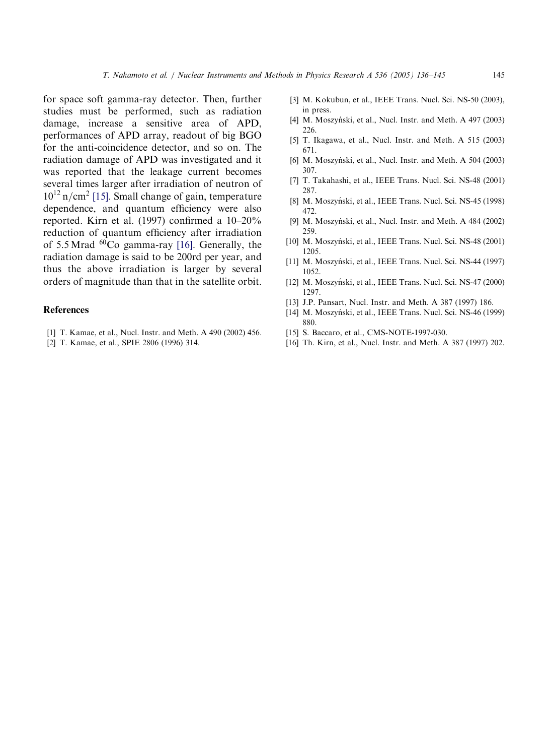for space soft gamma-ray detector. Then, further studies must be performed, such as radiation damage, increase a sensitive area of APD, performances of APD array, readout of big BGO for the anti-coincidence detector, and so on. The radiation damage of APD was investigated and it was reported that the leakage current becomes several times larger after irradiation of neutron of $10^{12}\,\mathrm{n/cm^2}$ [15]. Small change of gain, temperature dependence, and quantum efficiency were also reported. Kirn et al. (1997) confirmed a 10–20% reduction of quantum efficiency after irradiation of 5.5 Mrad $^{60}$Co gamma-ray [16]. Generally, the radiation damage is said to be 200rd per year, and thus the above irradiation is larger by several orders of magnitude than that in the satellite orbit.

## References

[1] T. Kamae, et al., Nucl. Instr. and Meth. A 490 (2002) 456.

[2] T. Kamae, et al., SPIE 2806 (1996) 314.

[3] M. Kokubun, et al., IEEE Trans. Nucl. Sci. NS-50 (2003), in press.

[4] M. Moszyński, et al., Nucl. Instr. and Meth. A 497 (2003) 226.

[5] T. Ikagawa, et al., Nucl. Instr. and Meth. A 515 (2003) 671.

[6] M. Moszyński, et al., Nucl. Instr. and Meth. A 504 (2003) 307.

[7] T. Takahashi, et al., IEEE Trans. Nucl. Sci. NS-48 (2001) 287.

[8] M. Moszyński, et al., IEEE Trans. Nucl. Sci. NS-45 (1998) 472.

[9] M. Moszyński, et al., Nucl. Instr. and Meth. A 484 (2002) 259.

[10] M. Moszyński, et al., IEEE Trans. Nucl. Sci. NS-48 (2001) 1205.

[11] M. Moszyński, et al., IEEE Trans. Nucl. Sci. NS-44 (1997) 1052.

[12] M. Moszyński, et al., IEEE Trans. Nucl. Sci. NS-47 (2000) 1297.

[13] J.P. Pansart, Nucl. Instr. and Meth. A 387 (1997) 186.

[14] M. Moszyński, et al., IEEE Trans. Nucl. Sci. NS-46 (1999) 880.

[15] S. Baccaro, et al., CMS-NOTE-1997-030.

[16] Th. Kirn, et al., Nucl. Instr. and Meth. A 387 (1997) 202.